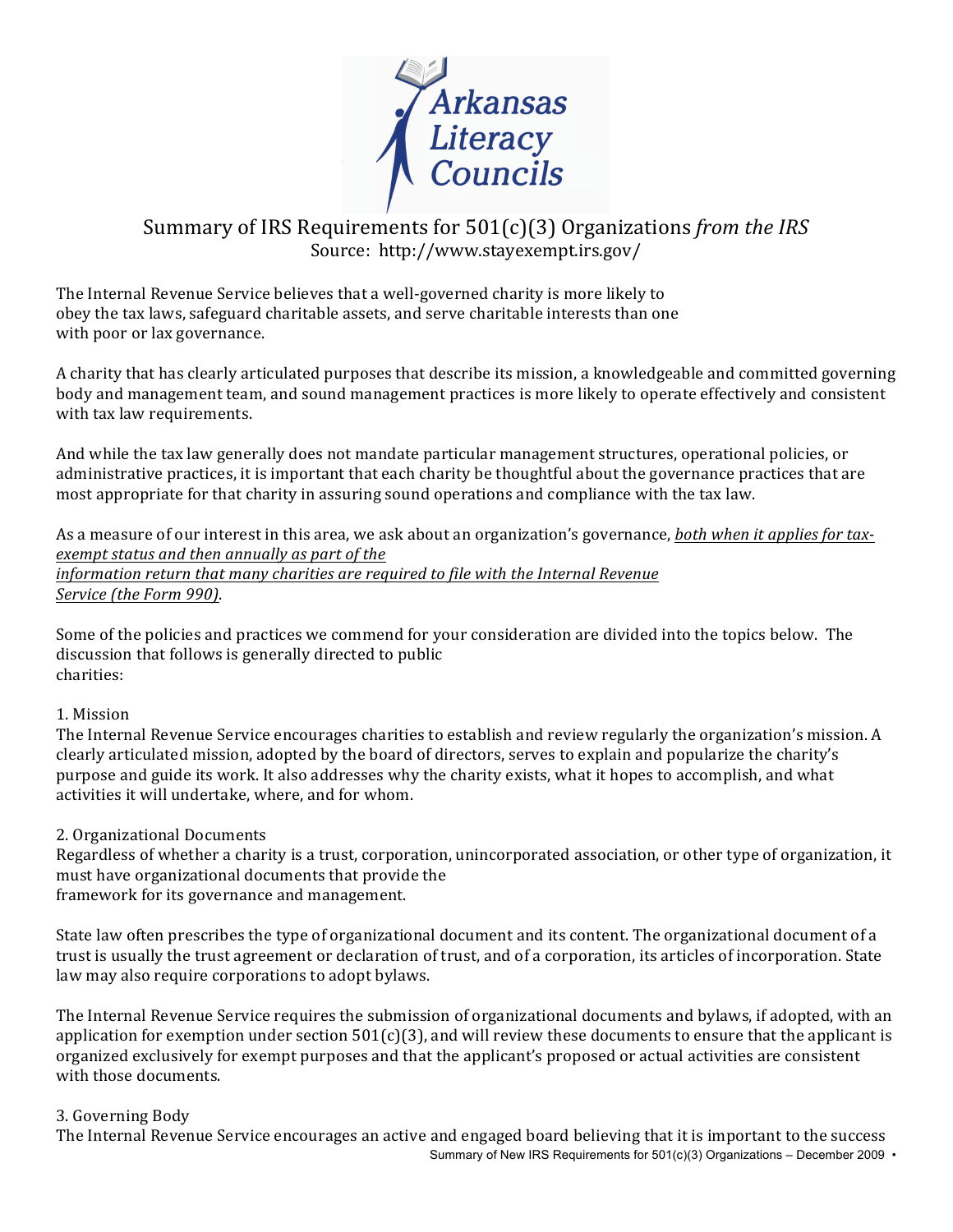# Summary of IRS Requirements for 501(c)(3) Organizations *from the IRS*

Source: http://www.stayexempt.irs.gov/

The Internal Revenue Service believes that a well-governed charity is more likely to obey the tax laws, safeguard charitable assets, and serve charitable interests than one with poor or lax governance.

A charity that has clearly articulated purposes that describe its mission, a knowledgeable and committed governing body and management team, and sound management practices is more likely to operate effectively and consistent with tax law requirements.

And while the tax law generally does not mandate particular management structures, operational policies, or administrative practices, it is important that each charity be thoughtful about the governance practices that are most appropriate for that charity in assuring sound operations and compliance with the tax law.

As a measure of our interest in this area, we ask about an organization's governance, *both when it applies for tax-exempt status and then annually as part of the information return that many charities are required to file with the Internal Revenue Service (the Form 990).*

Some of the policies and practices we commend for your consideration are divided into the topics below. The discussion that follows is generally directed to public charities:

1. Mission

The Internal Revenue Service encourages charities to establish and review regularly the organization's mission. A clearly articulated mission, adopted by the board of directors, serves to explain and popularize the charity's purpose and guide its work. It also addresses why the charity exists, what it hopes to accomplish, and what activities it will undertake, where, and for whom.

2. Organizational Documents

Regardless of whether a charity is a trust, corporation, unincorporated association, or other type of organization, it must have organizational documents that provide the framework for its governance and management.

State law often prescribes the type of organizational document and its content. The organizational document of a trust is usually the trust agreement or declaration of trust, and of a corporation, its articles of incorporation. State law may also require corporations to adopt bylaws.

The Internal Revenue Service requires the submission of organizational documents and bylaws, if adopted, with an application for exemption under section 501(c)(3), and will review these documents to ensure that the applicant is organized exclusively for exempt purposes and that the applicant's proposed or actual activities are consistent with those documents.

3. Governing Body

The Internal Revenue Service encourages an active and engaged board believing that it is important to the success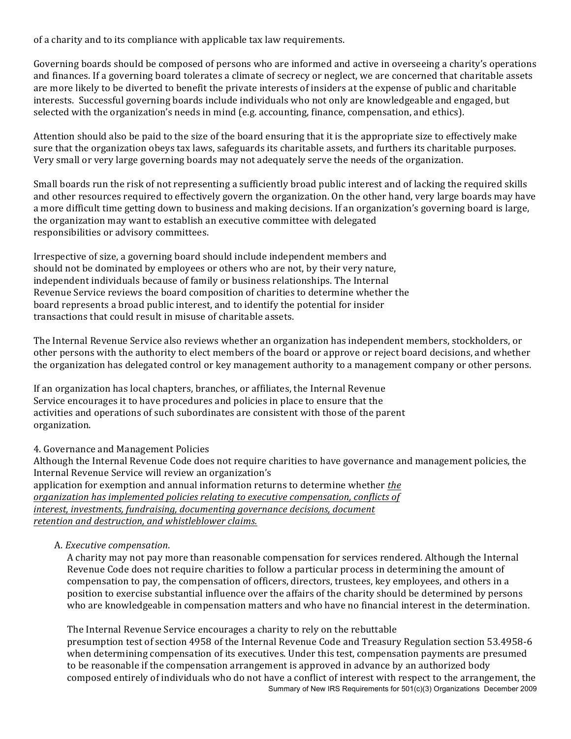of a charity and to its compliance with applicable tax law requirements.

Governing boards should be composed of persons who are informed and active in overseeing a charity's operations and finances. If a governing board tolerates a climate of secrecy or neglect, we are concerned that charitable assets are more likely to be diverted to benefit the private interests of insiders at the expense of public and charitable interests. Successful governing boards include individuals who not only are knowledgeable and engaged, but selected with the organization's needs in mind (e.g. accounting, finance, compensation, and ethics).

Attention should also be paid to the size of the board ensuring that it is the appropriate size to effectively make sure that the organization obeys tax laws, safeguards its charitable assets, and furthers its charitable purposes. Very small or very large governing boards may not adequately serve the needs of the organization.

Small boards run the risk of not representing a sufficiently broad public interest and of lacking the required skills and other resources required to effectively govern the organization. On the other hand, very large boards may have a more difficult time getting down to business and making decisions. If an organization's governing board is large, the organization may want to establish an executive committee with delegated responsibilities or advisory committees.

Irrespective of size, a governing board should include independent members and should not be dominated by employees or others who are not, by their very nature, independent individuals because of family or business relationships. The Internal Revenue Service reviews the board composition of charities to determine whether the board represents a broad public interest, and to identify the potential for insider transactions that could result in misuse of charitable assets.

The Internal Revenue Service also reviews whether an organization has independent members, stockholders, or other persons with the authority to elect members of the board or approve or reject board decisions, and whether the organization has delegated control or key management authority to a management company or other persons.

If an organization has local chapters, branches, or affiliates, the Internal Revenue Service encourages it to have procedures and policies in place to ensure that the activities and operations of such subordinates are consistent with those of the parent organization.

4. Governance and Management Policies

Although the Internal Revenue Code does not require charities to have governance and management policies, the Internal Revenue Service will review an organization's application for exemption and annual information returns to determine whether *the organization has implemented policies relating to executive compensation, conflicts of interest, investments, fundraising, documenting governance decisions, document retention and destruction, and whistleblower claims.*

A. *Executive compensation*.

A charity may not pay more than reasonable compensation for services rendered. Although the Internal Revenue Code does not require charities to follow a particular process in determining the amount of compensation to pay, the compensation of officers, directors, trustees, key employees, and others in a position to exercise substantial influence over the affairs of the charity should be determined by persons who are knowledgeable in compensation matters and who have no financial interest in the determination.

The Internal Revenue Service encourages a charity to rely on the rebuttable presumption test of section 4958 of the Internal Revenue Code and Treasury Regulation section 53.4958-6 when determining compensation of its executives. Under this test, compensation payments are presumed to be reasonable if the compensation arrangement is approved in advance by an authorized body composed entirely of individuals who do not have a conflict of interest with respect to the arrangement, the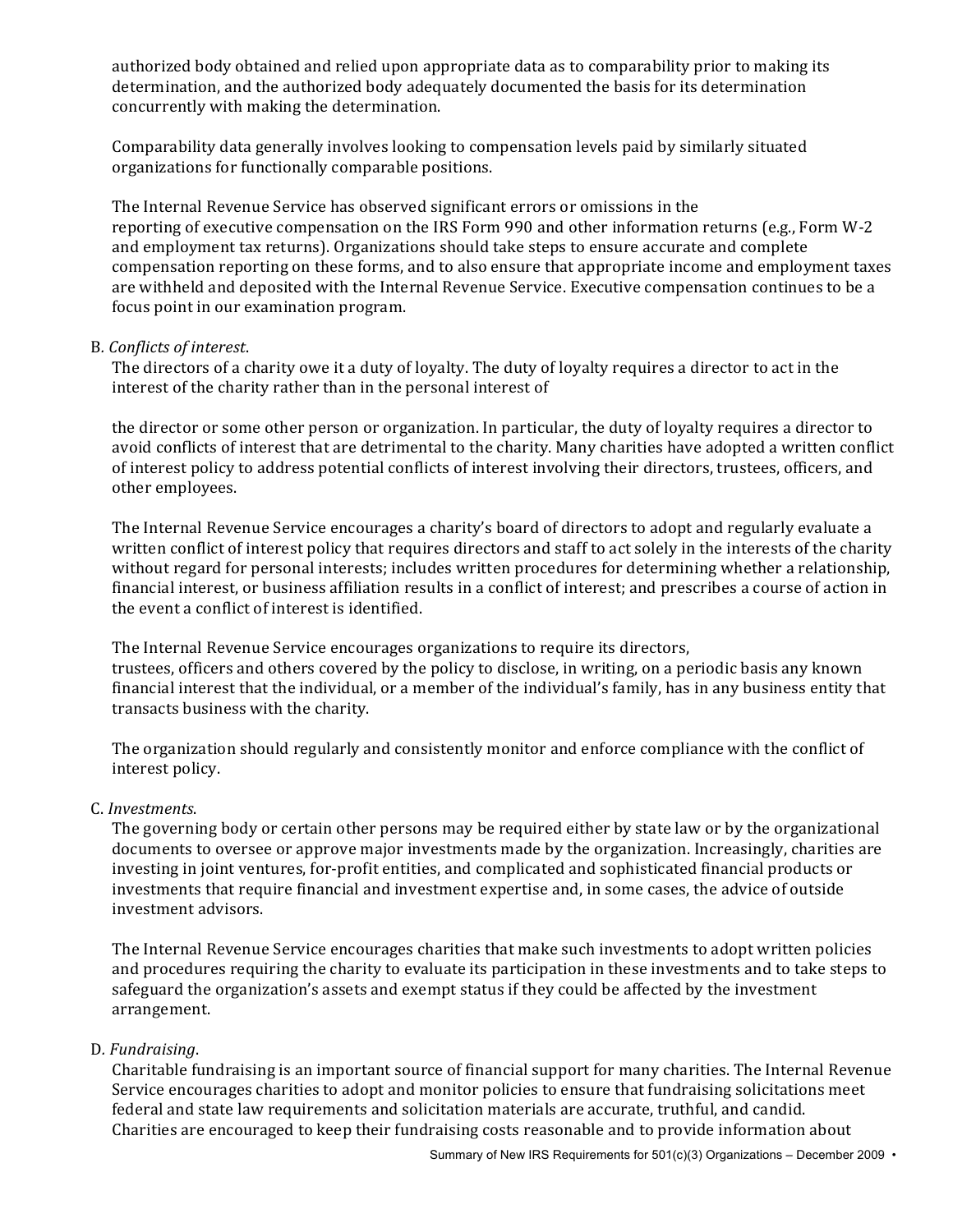authorized body obtained and relied upon appropriate data as to comparability prior to making its determination, and the authorized body adequately documented the basis for its determination concurrently with making the determination.

Comparability data generally involves looking to compensation levels paid by similarly situated organizations for functionally comparable positions.

The Internal Revenue Service has observed significant errors or omissions in the reporting of executive compensation on the IRS Form 990 and other information returns (e.g., Form W-2 and employment tax returns). Organizations should take steps to ensure accurate and complete compensation reporting on these forms, and to also ensure that appropriate income and employment taxes are withheld and deposited with the Internal Revenue Service. Executive compensation continues to be a focus point in our examination program.

B. *Conflicts of interest*.

The directors of a charity owe it a duty of loyalty. The duty of loyalty requires a director to act in the interest of the charity rather than in the personal interest of the director or some other person or organization. In particular, the duty of loyalty requires a director to avoid conflicts of interest that are detrimental to the charity. Many charities have adopted a written conflict of interest policy to address potential conflicts of interest involving their directors, trustees, officers, and other employees.

The Internal Revenue Service encourages a charity's board of directors to adopt and regularly evaluate a written conflict of interest policy that requires directors and staff to act solely in the interests of the charity without regard for personal interests; includes written procedures for determining whether a relationship, financial interest, or business affiliation results in a conflict of interest; and prescribes a course of action in the event a conflict of interest is identified.

The Internal Revenue Service encourages organizations to require its directors, trustees, officers and others covered by the policy to disclose, in writing, on a periodic basis any known financial interest that the individual, or a member of the individual's family, has in any business entity that transacts business with the charity.

The organization should regularly and consistently monitor and enforce compliance with the conflict of interest policy.

C. *Investments*.

The governing body or certain other persons may be required either by state law or by the organizational documents to oversee or approve major investments made by the organization. Increasingly, charities are investing in joint ventures, for-profit entities, and complicated and sophisticated financial products or investments that require financial and investment expertise and, in some cases, the advice of outside investment advisors.

The Internal Revenue Service encourages charities that make such investments to adopt written policies and procedures requiring the charity to evaluate its participation in these investments and to take steps to safeguard the organization's assets and exempt status if they could be affected by the investment arrangement.

D. *Fundraising*.

Charitable fundraising is an important source of financial support for many charities. The Internal Revenue Service encourages charities to adopt and monitor policies to ensure that fundraising solicitations meet federal and state law requirements and solicitation materials are accurate, truthful, and candid. Charities are encouraged to keep their fundraising costs reasonable and to provide information about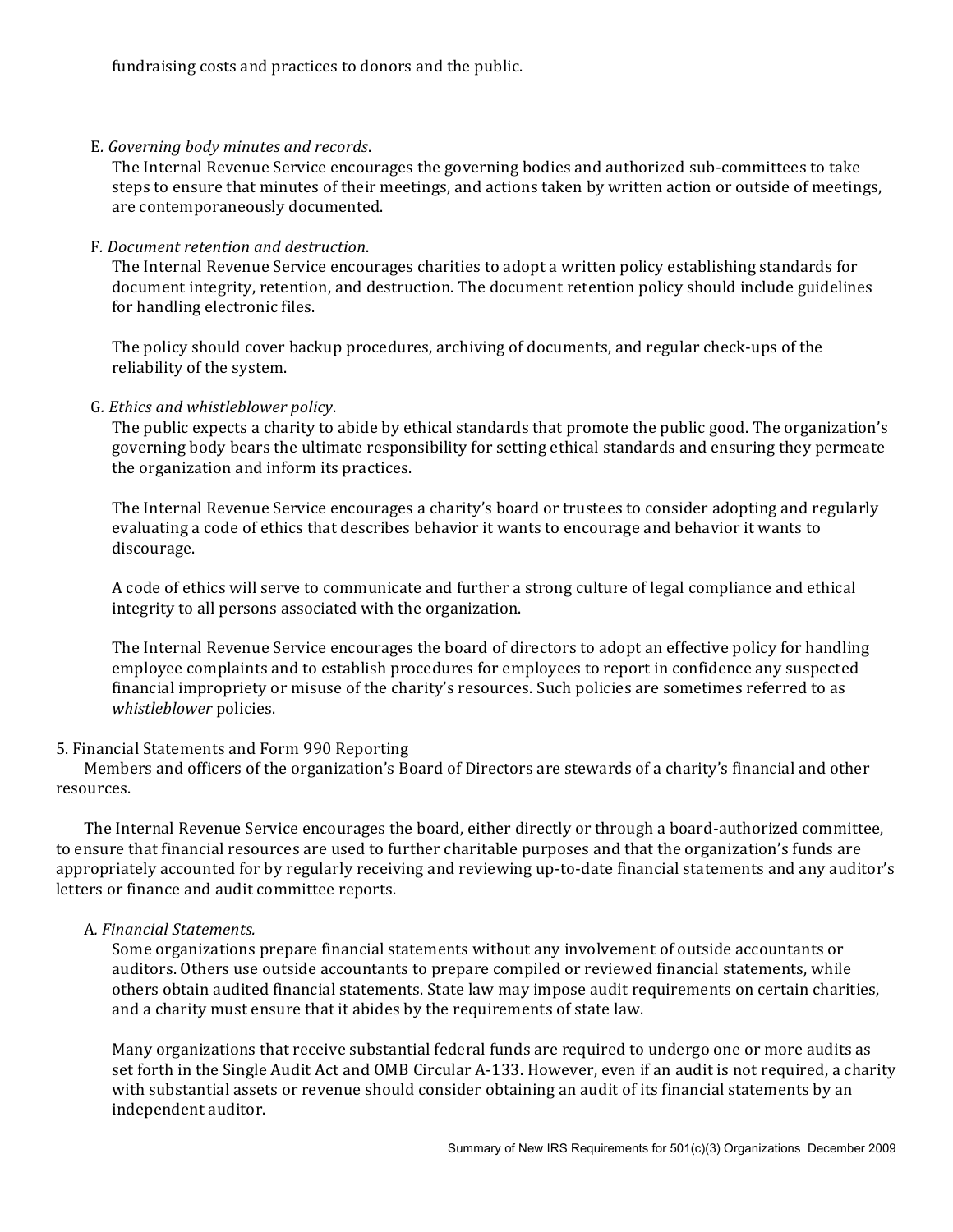fundraising costs and practices to donors and the public.

E. *Governing body minutes and records*.
The Internal Revenue Service encourages the governing bodies and authorized sub-committees to take steps to ensure that minutes of their meetings, and actions taken by written action or outside of meetings, are contemporaneously documented.

F. *Document retention and destruction*.
The Internal Revenue Service encourages charities to adopt a written policy establishing standards for document integrity, retention, and destruction. The document retention policy should include guidelines for handling electronic files.

The policy should cover backup procedures, archiving of documents, and regular check-ups of the reliability of the system.

G. *Ethics and whistleblower policy*.
The public expects a charity to abide by ethical standards that promote the public good. The organization's governing body bears the ultimate responsibility for setting ethical standards and ensuring they permeate the organization and inform its practices.

The Internal Revenue Service encourages a charity's board or trustees to consider adopting and regularly evaluating a code of ethics that describes behavior it wants to encourage and behavior it wants to discourage.

A code of ethics will serve to communicate and further a strong culture of legal compliance and ethical integrity to all persons associated with the organization.

The Internal Revenue Service encourages the board of directors to adopt an effective policy for handling employee complaints and to establish procedures for employees to report in confidence any suspected financial impropriety or misuse of the charity's resources. Such policies are sometimes referred to as *whistleblower* policies.

5. Financial Statements and Form 990 Reporting

Members and officers of the organization's Board of Directors are stewards of a charity's financial and other resources.

The Internal Revenue Service encourages the board, either directly or through a board-authorized committee, to ensure that financial resources are used to further charitable purposes and that the organization's funds are appropriately accounted for by regularly receiving and reviewing up-to-date financial statements and any auditor's letters or finance and audit committee reports.

A. *Financial Statements.*
Some organizations prepare financial statements without any involvement of outside accountants or auditors. Others use outside accountants to prepare compiled or reviewed financial statements, while others obtain audited financial statements. State law may impose audit requirements on certain charities, and a charity must ensure that it abides by the requirements of state law.

Many organizations that receive substantial federal funds are required to undergo one or more audits as set forth in the Single Audit Act and OMB Circular A-133. However, even if an audit is not required, a charity with substantial assets or revenue should consider obtaining an audit of its financial statements by an independent auditor.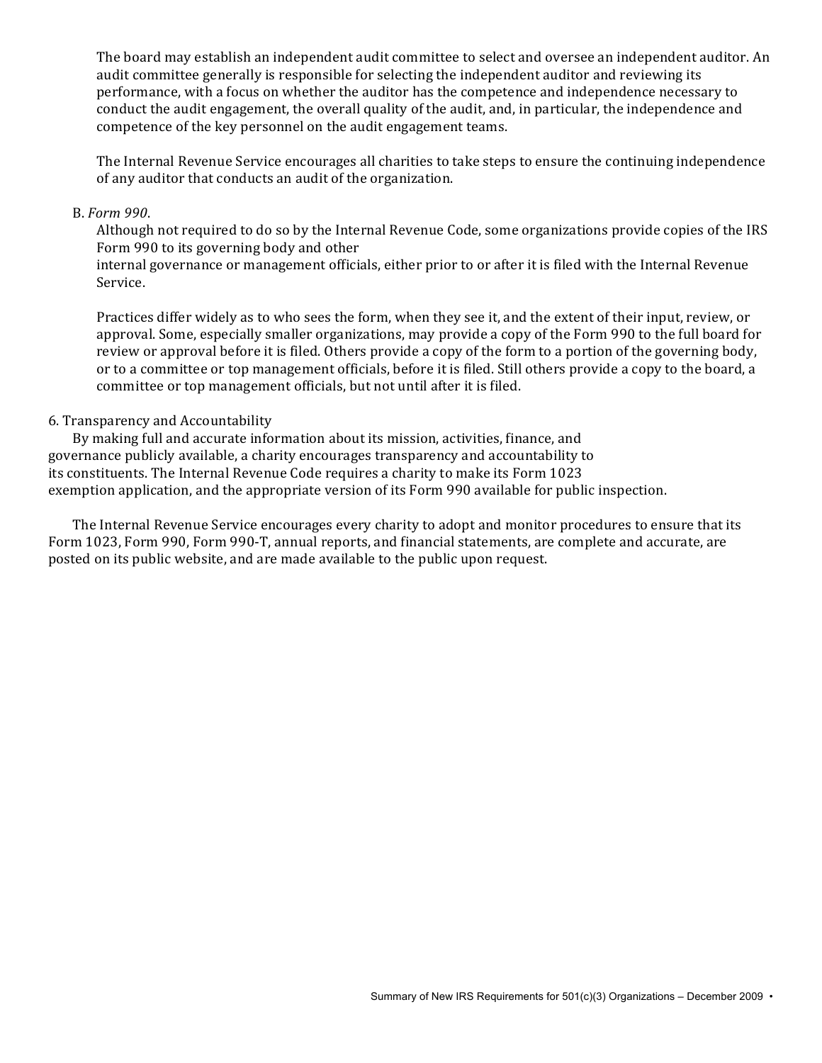The board may establish an independent audit committee to select and oversee an independent auditor. An audit committee generally is responsible for selecting the independent auditor and reviewing its performance, with a focus on whether the auditor has the competence and independence necessary to conduct the audit engagement, the overall quality of the audit, and, in particular, the independence and competence of the key personnel on the audit engagement teams.

The Internal Revenue Service encourages all charities to take steps to ensure the continuing independence of any auditor that conducts an audit of the organization.

B. *Form 990*.

Although not required to do so by the Internal Revenue Code, some organizations provide copies of the IRS Form 990 to its governing body and other internal governance or management officials, either prior to or after it is filed with the Internal Revenue Service.

Practices differ widely as to who sees the form, when they see it, and the extent of their input, review, or approval. Some, especially smaller organizations, may provide a copy of the Form 990 to the full board for review or approval before it is filed. Others provide a copy of the form to a portion of the governing body, or to a committee or top management officials, before it is filed. Still others provide a copy to the board, a committee or top management officials, but not until after it is filed.

6. Transparency and Accountability

By making full and accurate information about its mission, activities, finance, and governance publicly available, a charity encourages transparency and accountability to its constituents. The Internal Revenue Code requires a charity to make its Form 1023 exemption application, and the appropriate version of its Form 990 available for public inspection.

The Internal Revenue Service encourages every charity to adopt and monitor procedures to ensure that its Form 1023, Form 990, Form 990-T, annual reports, and financial statements, are complete and accurate, are posted on its public website, and are made available to the public upon request.